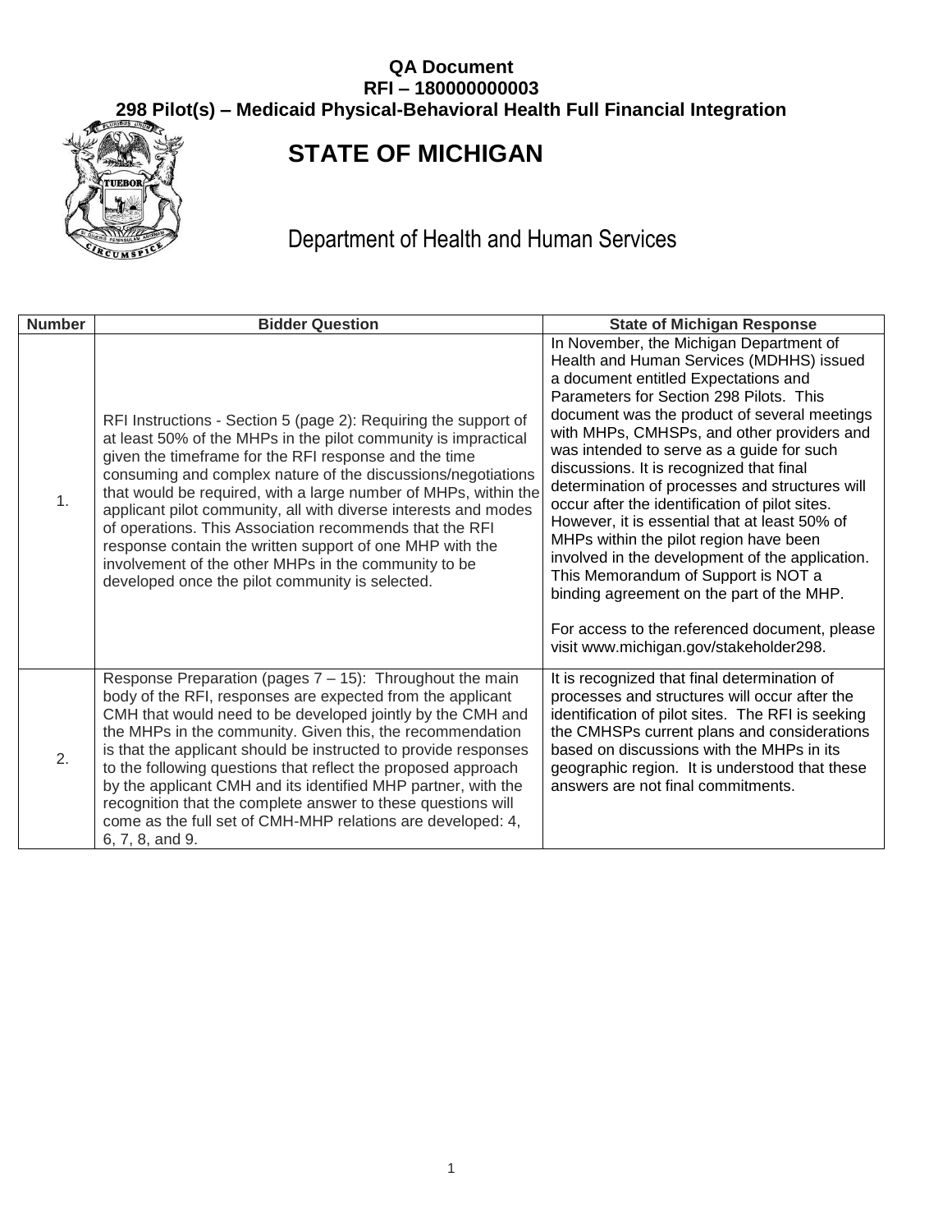**QA Document**
**RFI – 180000000003**
**298 Pilot(s) – Medicaid Physical-Behavioral Health Full Financial Integration**

# STATE OF MICHIGAN

## Department of Health and Human Services

| Number | Bidder Question | State of Michigan Response |
|---|---|---|
| 1. | RFI Instructions - Section 5 (page 2): Requiring the support of at least 50% of the MHPs in the pilot community is impractical given the timeframe for the RFI response and the time consuming and complex nature of the discussions/negotiations that would be required, with a large number of MHPs, within the applicant pilot community, all with diverse interests and modes of operations. This Association recommends that the RFI response contain the written support of one MHP with the involvement of the other MHPs in the community to be developed once the pilot community is selected. | In November, the Michigan Department of Health and Human Services (MDHHS) issued a document entitled Expectations and Parameters for Section 298 Pilots. This document was the product of several meetings with MHPs, CMHSPs, and other providers and was intended to serve as a guide for such discussions. It is recognized that final determination of processes and structures will occur after the identification of pilot sites. However, it is essential that at least 50% of MHPs within the pilot region have been involved in the development of the application. This Memorandum of Support is NOT a binding agreement on the part of the MHP.<br><br>For access to the referenced document, please visit www.michigan.gov/stakeholder298. |
| 2. | Response Preparation (pages 7 – 15): Throughout the main body of the RFI, responses are expected from the applicant CMH that would need to be developed jointly by the CMH and the MHPs in the community. Given this, the recommendation is that the applicant should be instructed to provide responses to the following questions that reflect the proposed approach by the applicant CMH and its identified MHP partner, with the recognition that the complete answer to these questions will come as the full set of CMH-MHP relations are developed: 4, 6, 7, 8, and 9. | It is recognized that final determination of processes and structures will occur after the identification of pilot sites. The RFI is seeking the CMHSPs current plans and considerations based on discussions with the MHPs in its geographic region. It is understood that these answers are not final commitments. |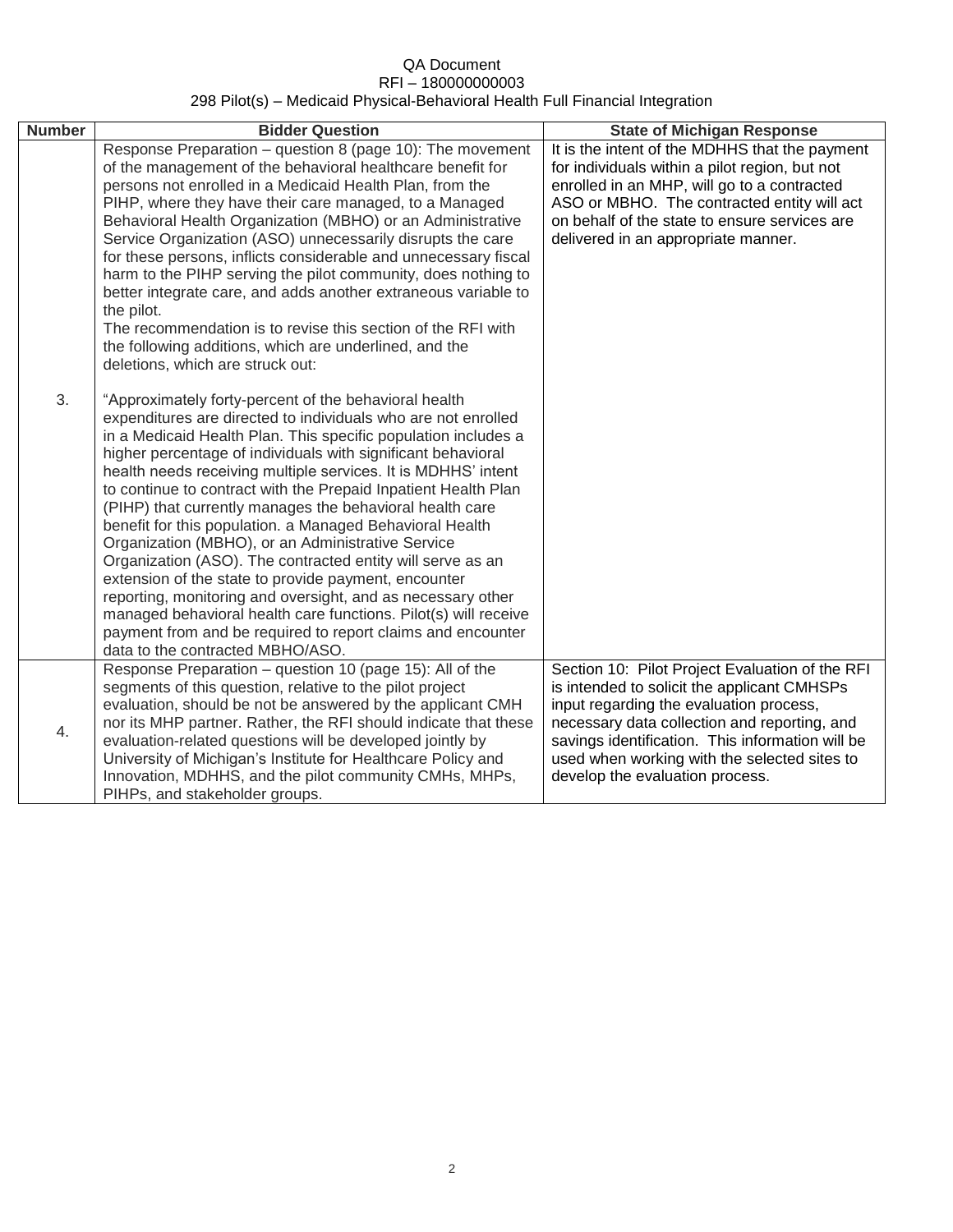QA Document
RFI – 180000000003
298 Pilot(s) – Medicaid Physical-Behavioral Health Full Financial Integration

| Number | Bidder Question | State of Michigan Response |
|---|---|---|
| 3. | Response Preparation – question 8 (page 10): The movement of the management of the behavioral healthcare benefit for persons not enrolled in a Medicaid Health Plan, from the PIHP, where they have their care managed, to a Managed Behavioral Health Organization (MBHO) or an Administrative Service Organization (ASO) unnecessarily disrupts the care for these persons, inflicts considerable and unnecessary fiscal harm to the PIHP serving the pilot community, does nothing to better integrate care, and adds another extraneous variable to the pilot.<br>The recommendation is to revise this section of the RFI with the following additions, which are underlined, and the deletions, which are struck out:<br><br>"Approximately forty-percent of the behavioral health expenditures are directed to individuals who are not enrolled in a Medicaid Health Plan. This specific population includes a higher percentage of individuals with significant behavioral health needs receiving multiple services. It is MDHHS' intent to continue to contract with the Prepaid Inpatient Health Plan (PIHP) that currently manages the behavioral health care benefit for this population. a Managed Behavioral Health Organization (MBHO), or an Administrative Service Organization (ASO). The contracted entity will serve as an extension of the state to provide payment, encounter reporting, monitoring and oversight, and as necessary other managed behavioral health care functions. Pilot(s) will receive payment from and be required to report claims and encounter data to the contracted MBHO/ASO. | It is the intent of the MDHHS that the payment for individuals within a pilot region, but not enrolled in an MHP, will go to a contracted ASO or MBHO. The contracted entity will act on behalf of the state to ensure services are delivered in an appropriate manner. |
| 4. | Response Preparation – question 10 (page 15): All of the segments of this question, relative to the pilot project evaluation, should be not be answered by the applicant CMH nor its MHP partner. Rather, the RFI should indicate that these evaluation-related questions will be developed jointly by University of Michigan's Institute for Healthcare Policy and Innovation, MDHHS, and the pilot community CMHs, MHPs, PIHPs, and stakeholder groups. | Section 10: Pilot Project Evaluation of the RFI is intended to solicit the applicant CMHSPs input regarding the evaluation process, necessary data collection and reporting, and savings identification. This information will be used when working with the selected sites to develop the evaluation process. |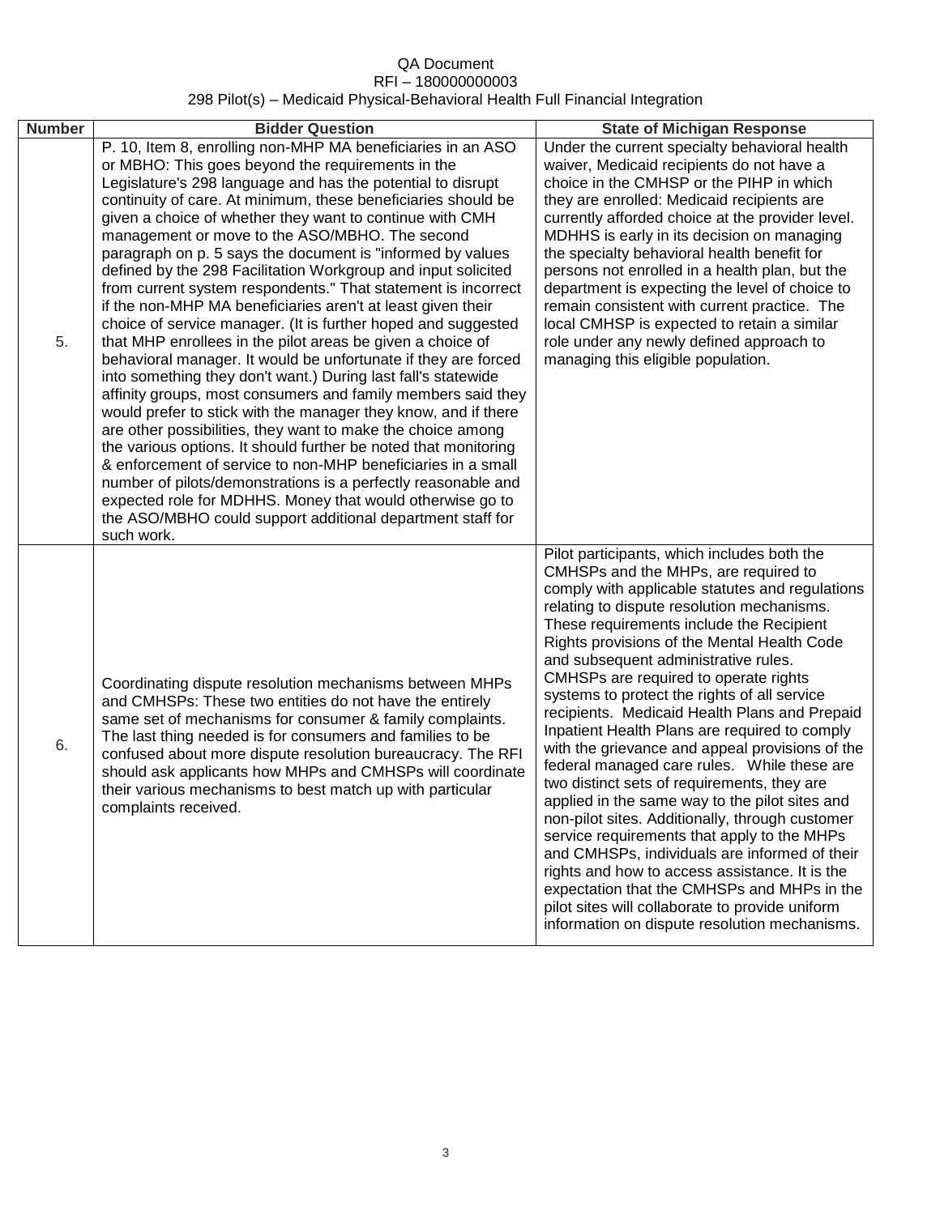QA Document
RFI – 180000000003
298 Pilot(s) – Medicaid Physical-Behavioral Health Full Financial Integration

| Number | Bidder Question | State of Michigan Response |
| --- | --- | --- |
| 5. | P. 10, Item 8, enrolling non-MHP MA beneficiaries in an ASO or MBHO: This goes beyond the requirements in the Legislature's 298 language and has the potential to disrupt continuity of care. At minimum, these beneficiaries should be given a choice of whether they want to continue with CMH management or move to the ASO/MBHO. The second paragraph on p. 5 says the document is "informed by values defined by the 298 Facilitation Workgroup and input solicited from current system respondents." That statement is incorrect if the non-MHP MA beneficiaries aren't at least given their choice of service manager. (It is further hoped and suggested that MHP enrollees in the pilot areas be given a choice of behavioral manager. It would be unfortunate if they are forced into something they don't want.) During last fall's statewide affinity groups, most consumers and family members said they would prefer to stick with the manager they know, and if there are other possibilities, they want to make the choice among the various options. It should further be noted that monitoring & enforcement of service to non-MHP beneficiaries in a small number of pilots/demonstrations is a perfectly reasonable and expected role for MDHHS. Money that would otherwise go to the ASO/MBHO could support additional department staff for such work. | Under the current specialty behavioral health waiver, Medicaid recipients do not have a choice in the CMHSP or the PIHP in which they are enrolled: Medicaid recipients are currently afforded choice at the provider level. MDHHS is early in its decision on managing the specialty behavioral health benefit for persons not enrolled in a health plan, but the department is expecting the level of choice to remain consistent with current practice. The local CMHSP is expected to retain a similar role under any newly defined approach to managing this eligible population. |
| 6. | Coordinating dispute resolution mechanisms between MHPs and CMHSPs: These two entities do not have the entirely same set of mechanisms for consumer & family complaints. The last thing needed is for consumers and families to be confused about more dispute resolution bureaucracy. The RFI should ask applicants how MHPs and CMHSPs will coordinate their various mechanisms to best match up with particular complaints received. | Pilot participants, which includes both the CMHSPs and the MHPs, are required to comply with applicable statutes and regulations relating to dispute resolution mechanisms. These requirements include the Recipient Rights provisions of the Mental Health Code and subsequent administrative rules. CMHSPs are required to operate rights systems to protect the rights of all service recipients. Medicaid Health Plans and Prepaid Inpatient Health Plans are required to comply with the grievance and appeal provisions of the federal managed care rules. While these are two distinct sets of requirements, they are applied in the same way to the pilot sites and non-pilot sites. Additionally, through customer service requirements that apply to the MHPs and CMHSPs, individuals are informed of their rights and how to access assistance. It is the expectation that the CMHSPs and MHPs in the pilot sites will collaborate to provide uniform information on dispute resolution mechanisms. |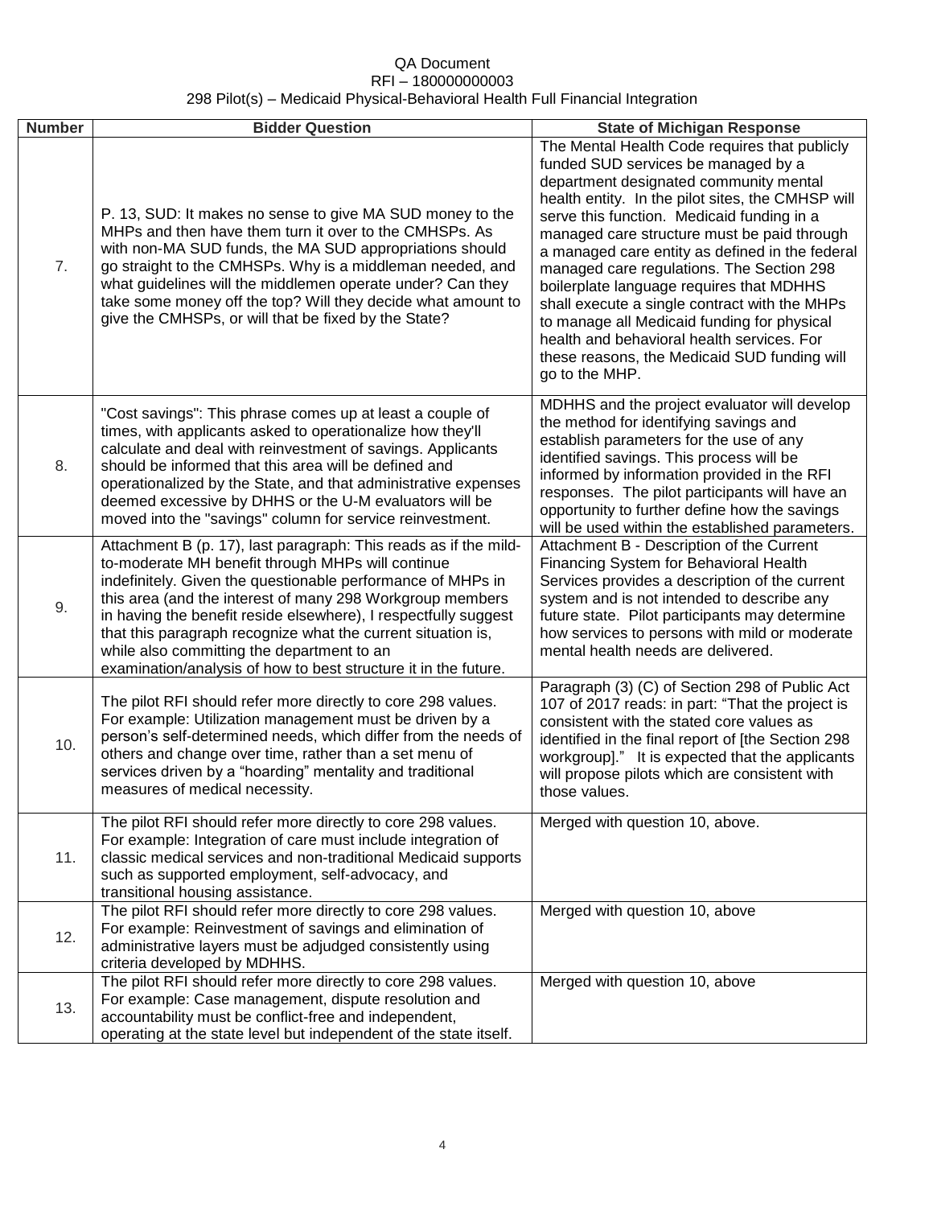QA Document
RFI – 180000000003
298 Pilot(s) – Medicaid Physical-Behavioral Health Full Financial Integration

| Number | Bidder Question | State of Michigan Response |
|---|---|---|
| 7. | P. 13, SUD: It makes no sense to give MA SUD money to the MHPs and then have them turn it over to the CMHSPs. As with non-MA SUD funds, the MA SUD appropriations should go straight to the CMHSPs. Why is a middleman needed, and what guidelines will the middlemen operate under? Can they take some money off the top? Will they decide what amount to give the CMHSPs, or will that be fixed by the State? | The Mental Health Code requires that publicly funded SUD services be managed by a department designated community mental health entity. In the pilot sites, the CMHSP will serve this function. Medicaid funding in a managed care structure must be paid through a managed care entity as defined in the federal managed care regulations. The Section 298 boilerplate language requires that MDHHS shall execute a single contract with the MHPs to manage all Medicaid funding for physical health and behavioral health services. For these reasons, the Medicaid SUD funding will go to the MHP. |
| 8. | "Cost savings": This phrase comes up at least a couple of times, with applicants asked to operationalize how they'll calculate and deal with reinvestment of savings. Applicants should be informed that this area will be defined and operationalized by the State, and that administrative expenses deemed excessive by DHHS or the U-M evaluators will be moved into the "savings" column for service reinvestment. | MDHHS and the project evaluator will develop the method for identifying savings and establish parameters for the use of any identified savings. This process will be informed by information provided in the RFI responses. The pilot participants will have an opportunity to further define how the savings will be used within the established parameters. |
| 9. | Attachment B (p. 17), last paragraph: This reads as if the mild-to-moderate MH benefit through MHPs will continue indefinitely. Given the questionable performance of MHPs in this area (and the interest of many 298 Workgroup members in having the benefit reside elsewhere), I respectfully suggest that this paragraph recognize what the current situation is, while also committing the department to an examination/analysis of how to best structure it in the future. | Attachment B - Description of the Current Financing System for Behavioral Health Services provides a description of the current system and is not intended to describe any future state. Pilot participants may determine how services to persons with mild or moderate mental health needs are delivered. |
| 10. | The pilot RFI should refer more directly to core 298 values. For example: Utilization management must be driven by a person's self-determined needs, which differ from the needs of others and change over time, rather than a set menu of services driven by a "hoarding" mentality and traditional measures of medical necessity. | Paragraph (3) (C) of Section 298 of Public Act 107 of 2017 reads: in part: "That the project is consistent with the stated core values as identified in the final report of [the Section 298 workgroup]." It is expected that the applicants will propose pilots which are consistent with those values. |
| 11. | The pilot RFI should refer more directly to core 298 values. For example: Integration of care must include integration of classic medical services and non-traditional Medicaid supports such as supported employment, self-advocacy, and transitional housing assistance. | Merged with question 10, above. |
| 12. | The pilot RFI should refer more directly to core 298 values. For example: Reinvestment of savings and elimination of administrative layers must be adjudged consistently using criteria developed by MDHHS. | Merged with question 10, above |
| 13. | The pilot RFI should refer more directly to core 298 values. For example: Case management, dispute resolution and accountability must be conflict-free and independent, operating at the state level but independent of the state itself. | Merged with question 10, above |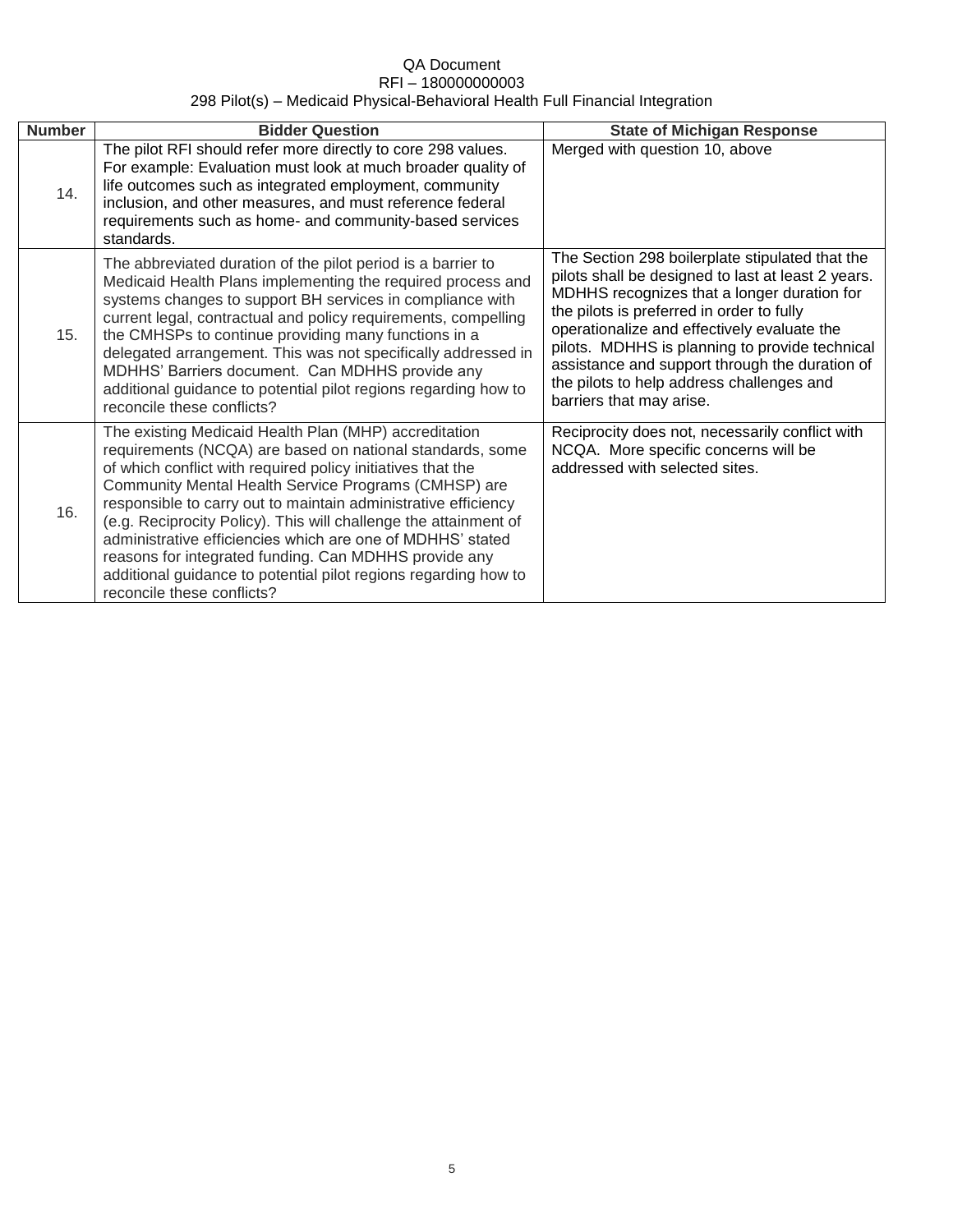| Number | Bidder Question | State of Michigan Response |
|---|---|---|
| 14. | The pilot RFI should refer more directly to core 298 values. For example: Evaluation must look at much broader quality of life outcomes such as integrated employment, community inclusion, and other measures, and must reference federal requirements such as home- and community-based services standards. | Merged with question 10, above |
| 15. | The abbreviated duration of the pilot period is a barrier to Medicaid Health Plans implementing the required process and systems changes to support BH services in compliance with current legal, contractual and policy requirements, compelling the CMHSPs to continue providing many functions in a delegated arrangement. This was not specifically addressed in MDHHS' Barriers document. Can MDHHS provide any additional guidance to potential pilot regions regarding how to reconcile these conflicts? | The Section 298 boilerplate stipulated that the pilots shall be designed to last at least 2 years. MDHHS recognizes that a longer duration for the pilots is preferred in order to fully operationalize and effectively evaluate the pilots. MDHHS is planning to provide technical assistance and support through the duration of the pilots to help address challenges and barriers that may arise. |
| 16. | The existing Medicaid Health Plan (MHP) accreditation requirements (NCQA) are based on national standards, some of which conflict with required policy initiatives that the Community Mental Health Service Programs (CMHSP) are responsible to carry out to maintain administrative efficiency (e.g. Reciprocity Policy). This will challenge the attainment of administrative efficiencies which are one of MDHHS' stated reasons for integrated funding. Can MDHHS provide any additional guidance to potential pilot regions regarding how to reconcile these conflicts? | Reciprocity does not, necessarily conflict with NCQA. More specific concerns will be addressed with selected sites. |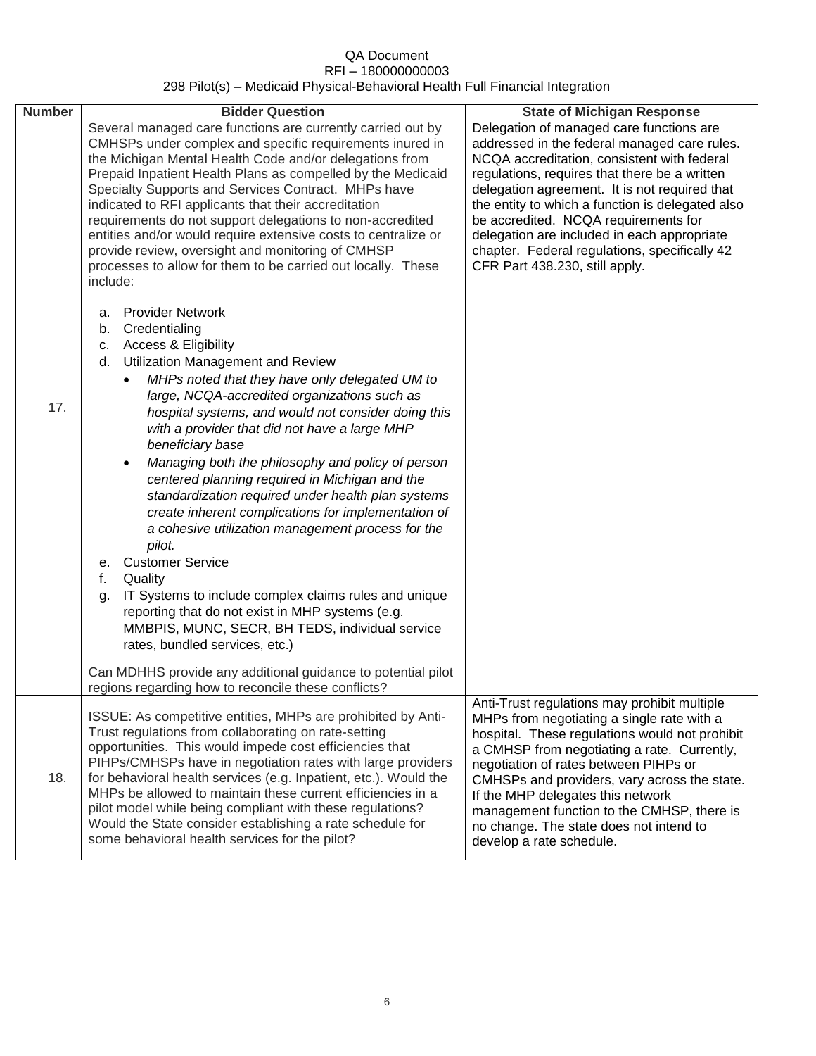QA Document
RFI – 180000000003
298 Pilot(s) – Medicaid Physical-Behavioral Health Full Financial Integration

| Number | Bidder Question | State of Michigan Response |
|---|---|---|
| 17. | Several managed care functions are currently carried out by CMHSPs under complex and specific requirements inured in the Michigan Mental Health Code and/or delegations from Prepaid Inpatient Health Plans as compelled by the Medicaid Specialty Supports and Services Contract. MHPs have indicated to RFI applicants that their accreditation requirements do not support delegations to non-accredited entities and/or would require extensive costs to centralize or provide review, oversight and monitoring of CMHSP processes to allow for them to be carried out locally. These include:<br><br>a. Provider Network<br>b. Credentialing<br>c. Access & Eligibility<br>d. Utilization Management and Review<br>• *MHPs noted that they have only delegated UM to large, NCQA-accredited organizations such as hospital systems, and would not consider doing this with a provider that did not have a large MHP beneficiary base*<br>• *Managing both the philosophy and policy of person centered planning required in Michigan and the standardization required under health plan systems create inherent complications for implementation of a cohesive utilization management process for the pilot.*<br>e. Customer Service<br>f. Quality<br>g. IT Systems to include complex claims rules and unique reporting that do not exist in MHP systems (e.g. MMBPIS, MUNC, SECR, BH TEDS, individual service rates, bundled services, etc.)<br><br>Can MDHHS provide any additional guidance to potential pilot regions regarding how to reconcile these conflicts? | Delegation of managed care functions are addressed in the federal managed care rules. NCQA accreditation, consistent with federal regulations, requires that there be a written delegation agreement. It is not required that the entity to which a function is delegated also be accredited. NCQA requirements for delegation are included in each appropriate chapter. Federal regulations, specifically 42 CFR Part 438.230, still apply. |
| 18. | ISSUE: As competitive entities, MHPs are prohibited by Anti-Trust regulations from collaborating on rate-setting opportunities. This would impede cost efficiencies that PIHPs/CMHSPs have in negotiation rates with large providers for behavioral health services (e.g. Inpatient, etc.). Would the MHPs be allowed to maintain these current efficiencies in a pilot model while being compliant with these regulations? Would the State consider establishing a rate schedule for some behavioral health services for the pilot? | Anti-Trust regulations may prohibit multiple MHPs from negotiating a single rate with a hospital. These regulations would not prohibit a CMHSP from negotiating a rate. Currently, negotiation of rates between PIHPs or CMHSPs and providers, vary across the state. If the MHP delegates this network management function to the CMHSP, there is no change. The state does not intend to develop a rate schedule. |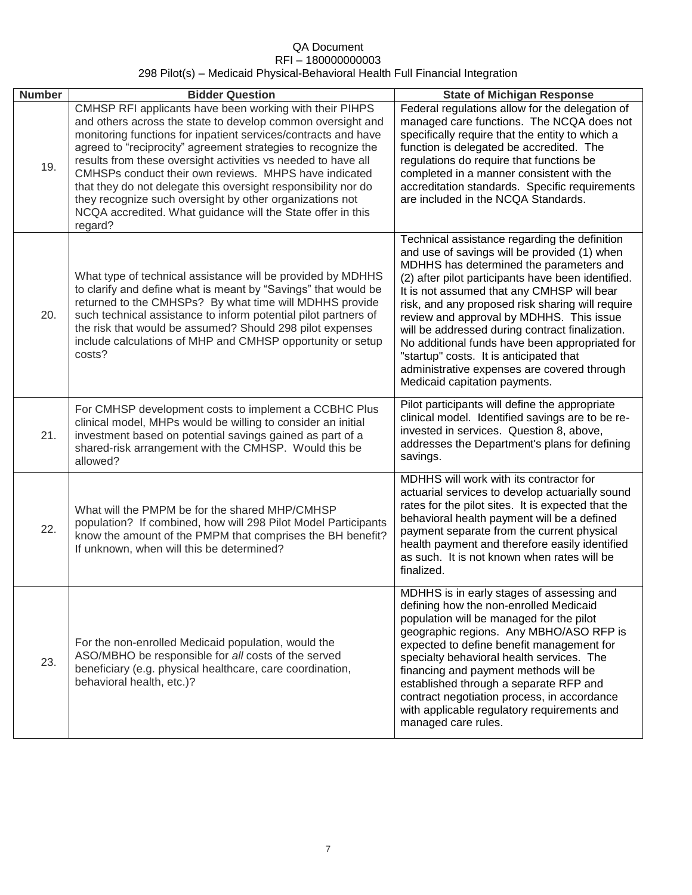QA Document
RFI – 180000000003
298 Pilot(s) – Medicaid Physical-Behavioral Health Full Financial Integration

| Number | Bidder Question | State of Michigan Response |
|---|---|---|
| 19. | CMHSP RFI applicants have been working with their PIHPS and others across the state to develop common oversight and monitoring functions for inpatient services/contracts and have agreed to "reciprocity" agreement strategies to recognize the results from these oversight activities vs needed to have all CMHSPs conduct their own reviews. MHPS have indicated that they do not delegate this oversight responsibility nor do they recognize such oversight by other organizations not NCQA accredited. What guidance will the State offer in this regard? | Federal regulations allow for the delegation of managed care functions. The NCQA does not specifically require that the entity to which a function is delegated be accredited. The regulations do require that functions be completed in a manner consistent with the accreditation standards. Specific requirements are included in the NCQA Standards. |
| 20. | What type of technical assistance will be provided by MDHHS to clarify and define what is meant by "Savings" that would be returned to the CMHSPs? By what time will MDHHS provide such technical assistance to inform potential pilot partners of the risk that would be assumed? Should 298 pilot expenses include calculations of MHP and CMHSP opportunity or setup costs? | Technical assistance regarding the definition and use of savings will be provided (1) when MDHHS has determined the parameters and (2) after pilot participants have been identified. It is not assumed that any CMHSP will bear risk, and any proposed risk sharing will require review and approval by MDHHS. This issue will be addressed during contract finalization. No additional funds have been appropriated for "startup" costs. It is anticipated that administrative expenses are covered through Medicaid capitation payments. |
| 21. | For CMHSP development costs to implement a CCBHC Plus clinical model, MHPs would be willing to consider an initial investment based on potential savings gained as part of a shared-risk arrangement with the CMHSP. Would this be allowed? | Pilot participants will define the appropriate clinical model. Identified savings are to be re-invested in services. Question 8, above, addresses the Department's plans for defining savings. |
| 22. | What will the PMPM be for the shared MHP/CMHSP population? If combined, how will 298 Pilot Model Participants know the amount of the PMPM that comprises the BH benefit? If unknown, when will this be determined? | MDHHS will work with its contractor for actuarial services to develop actuarially sound rates for the pilot sites. It is expected that the behavioral health payment will be a defined payment separate from the current physical health payment and therefore easily identified as such. It is not known when rates will be finalized. |
| 23. | For the non-enrolled Medicaid population, would the ASO/MBHO be responsible for *all* costs of the served beneficiary (e.g. physical healthcare, care coordination, behavioral health, etc.)? | MDHHS is in early stages of assessing and defining how the non-enrolled Medicaid population will be managed for the pilot geographic regions. Any MBHO/ASO RFP is expected to define benefit management for specialty behavioral health services. The financing and payment methods will be established through a separate RFP and contract negotiation process, in accordance with applicable regulatory requirements and managed care rules. |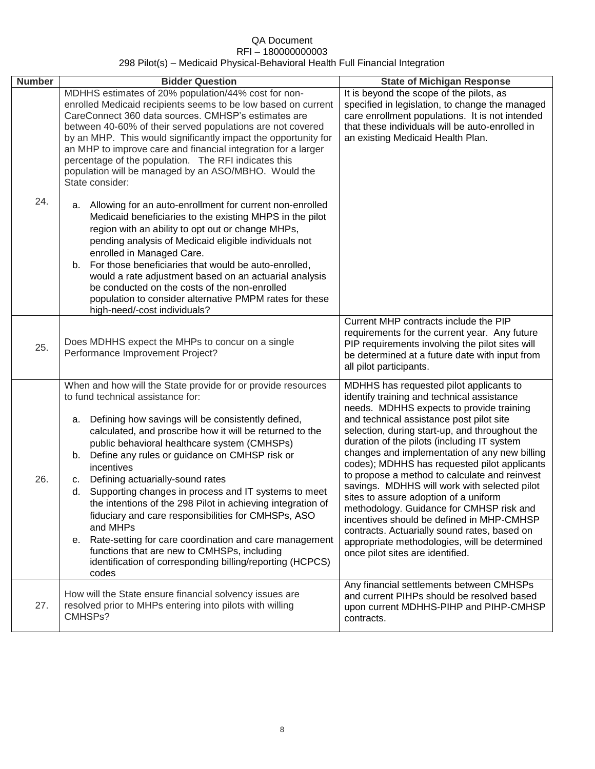QA Document
RFI – 180000000003
298 Pilot(s) – Medicaid Physical-Behavioral Health Full Financial Integration

| Number | Bidder Question | State of Michigan Response |
|---|---|---|
| 24. | MDHHS estimates of 20% population/44% cost for non-enrolled Medicaid recipients seems to be low based on current CareConnect 360 data sources. CMHSP's estimates are between 40-60% of their served populations are not covered by an MHP. This would significantly impact the opportunity for an MHP to improve care and financial integration for a larger percentage of the population. The RFI indicates this population will be managed by an ASO/MBHO. Would the State consider:<br><br>a. Allowing for an auto-enrollment for current non-enrolled Medicaid beneficiaries to the existing MHPS in the pilot region with an ability to opt out or change MHPs, pending analysis of Medicaid eligible individuals not enrolled in Managed Care.<br>b. For those beneficiaries that would be auto-enrolled, would a rate adjustment based on an actuarial analysis be conducted on the costs of the non-enrolled population to consider alternative PMPM rates for these high-need/-cost individuals? | It is beyond the scope of the pilots, as specified in legislation, to change the managed care enrollment populations. It is not intended that these individuals will be auto-enrolled in an existing Medicaid Health Plan. |
| 25. | Does MDHHS expect the MHPs to concur on a single Performance Improvement Project? | Current MHP contracts include the PIP requirements for the current year. Any future PIP requirements involving the pilot sites will be determined at a future date with input from all pilot participants. |
| 26. | When and how will the State provide for or provide resources to fund technical assistance for:<br><br>a. Defining how savings will be consistently defined, calculated, and proscribe how it will be returned to the public behavioral healthcare system (CMHSPs)<br>b. Define any rules or guidance on CMHSP risk or incentives<br>c. Defining actuarially-sound rates<br>d. Supporting changes in process and IT systems to meet the intentions of the 298 Pilot in achieving integration of fiduciary and care responsibilities for CMHSPs, ASO and MHPs<br>e. Rate-setting for care coordination and care management functions that are new to CMHSPs, including identification of corresponding billing/reporting (HCPCS) codes | MDHHS has requested pilot applicants to identify training and technical assistance needs. MDHHS expects to provide training and technical assistance post pilot site selection, during start-up, and throughout the duration of the pilots (including IT system changes and implementation of any new billing codes); MDHHS has requested pilot applicants to propose a method to calculate and reinvest savings. MDHHS will work with selected pilot sites to assure adoption of a uniform methodology. Guidance for CMHSP risk and incentives should be defined in MHP-CMHSP contracts. Actuarially sound rates, based on appropriate methodologies, will be determined once pilot sites are identified. |
| 27. | How will the State ensure financial solvency issues are resolved prior to MHPs entering into pilots with willing CMHSPs? | Any financial settlements between CMHSPs and current PIHPs should be resolved based upon current MDHHS-PIHP and PIHP-CMHSP contracts. |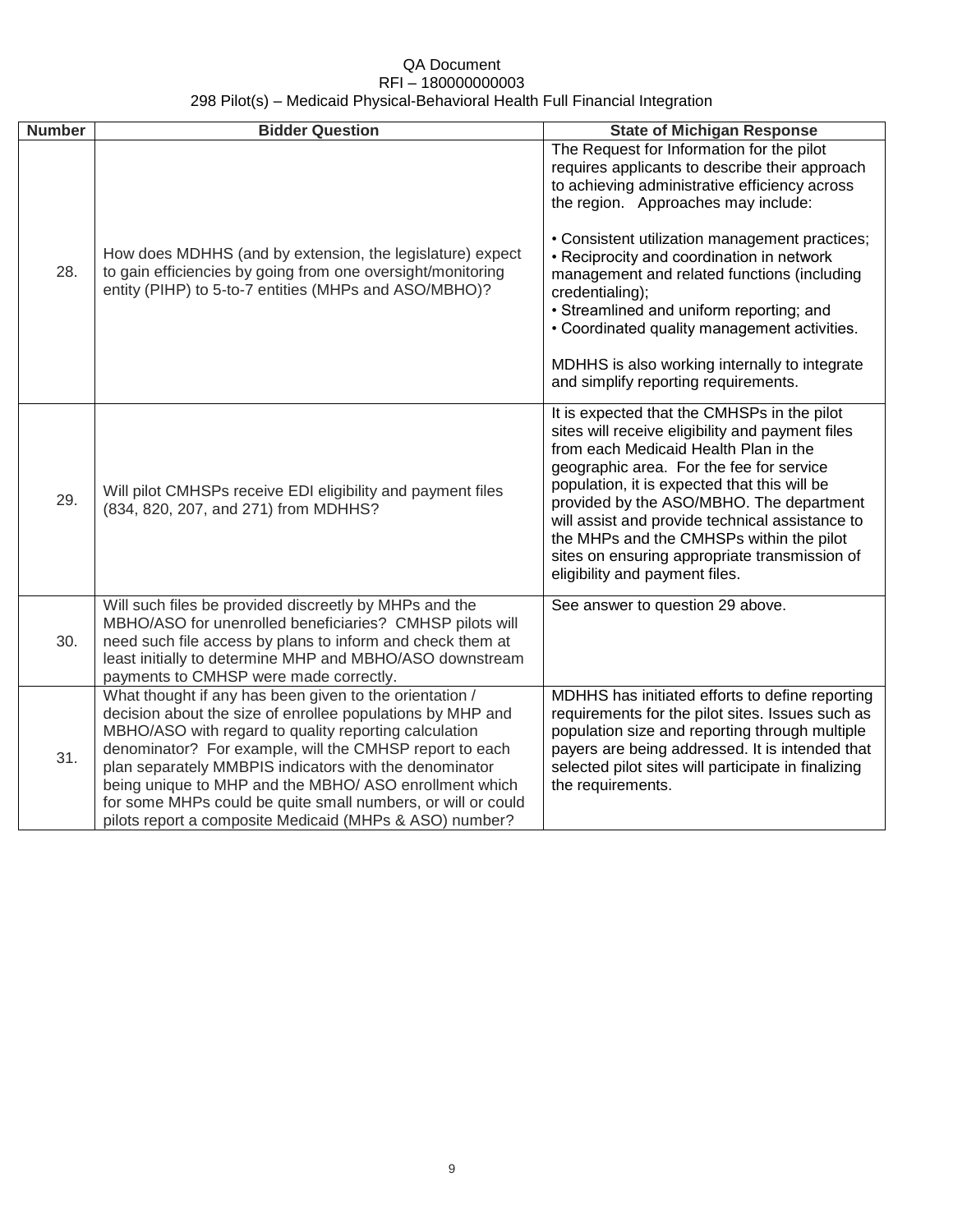QA Document
RFI – 180000000003
298 Pilot(s) – Medicaid Physical-Behavioral Health Full Financial Integration

| Number | Bidder Question | State of Michigan Response |
|---|---|---|
| 28. | How does MDHHS (and by extension, the legislature) expect to gain efficiencies by going from one oversight/monitoring entity (PIHP) to 5-to-7 entities (MHPs and ASO/MBHO)? | The Request for Information for the pilot requires applicants to describe their approach to achieving administrative efficiency across the region. Approaches may include:<br><br>• Consistent utilization management practices;<br>• Reciprocity and coordination in network management and related functions (including credentialing);<br>• Streamlined and uniform reporting; and<br>• Coordinated quality management activities.<br><br>MDHHS is also working internally to integrate and simplify reporting requirements. |
| 29. | Will pilot CMHSPs receive EDI eligibility and payment files (834, 820, 207, and 271) from MDHHS? | It is expected that the CMHSPs in the pilot sites will receive eligibility and payment files from each Medicaid Health Plan in the geographic area. For the fee for service population, it is expected that this will be provided by the ASO/MBHO. The department will assist and provide technical assistance to the MHPs and the CMHSPs within the pilot sites on ensuring appropriate transmission of eligibility and payment files. |
| 30. | Will such files be provided discreetly by MHPs and the MBHO/ASO for unenrolled beneficiaries? CMHSP pilots will need such file access by plans to inform and check them at least initially to determine MHP and MBHO/ASO downstream payments to CMHSP were made correctly. | See answer to question 29 above. |
| 31. | What thought if any has been given to the orientation / decision about the size of enrollee populations by MHP and MBHO/ASO with regard to quality reporting calculation denominator? For example, will the CMHSP report to each plan separately MMBPIS indicators with the denominator being unique to MHP and the MBHO/ ASO enrollment which for some MHPs could be quite small numbers, or will or could pilots report a composite Medicaid (MHPs & ASO) number? | MDHHS has initiated efforts to define reporting requirements for the pilot sites. Issues such as population size and reporting through multiple payers are being addressed. It is intended that selected pilot sites will participate in finalizing the requirements. |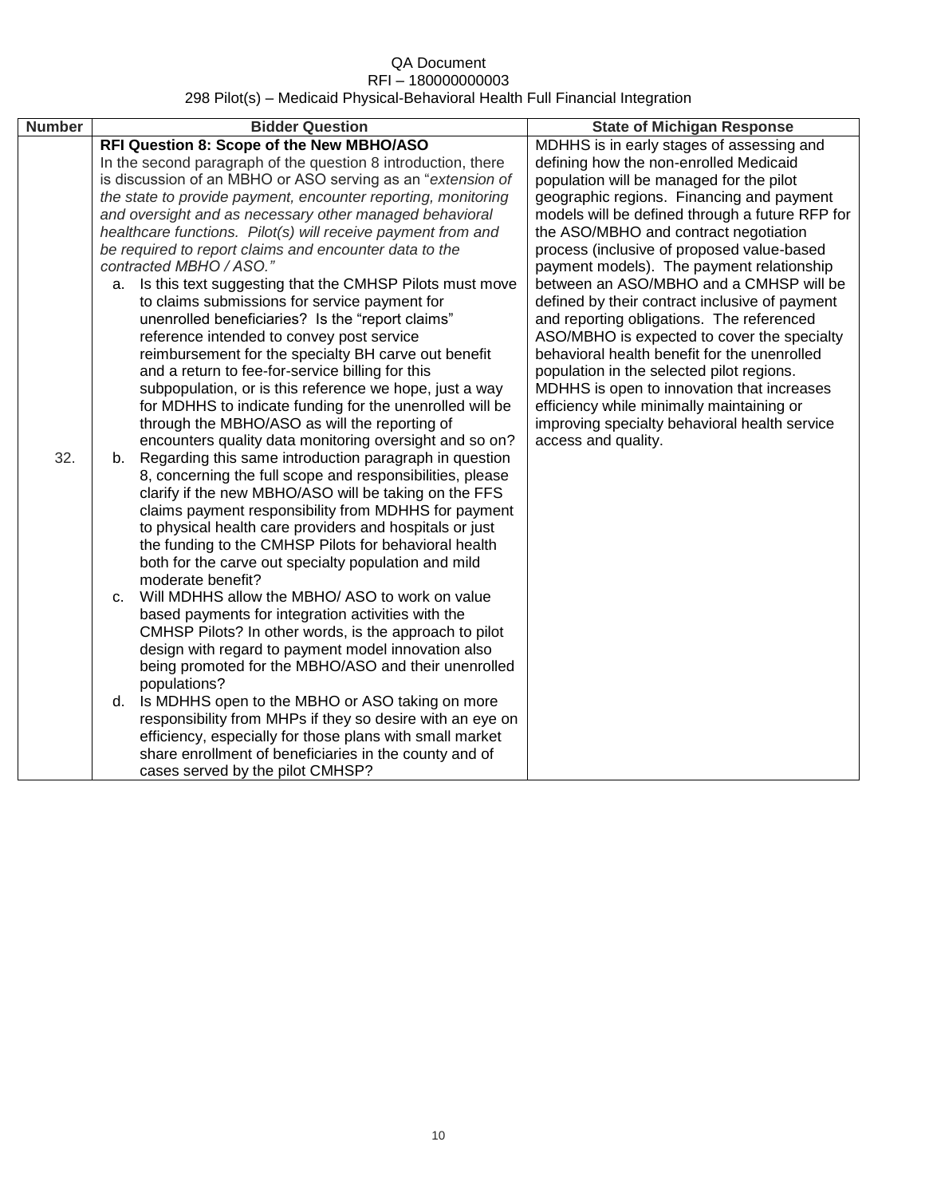| Number | Bidder Question | State of Michigan Response |
|---|---|---|
| 32. | **RFI Question 8: Scope of the New MBHO/ASO**<br>In the second paragraph of the question 8 introduction, there is discussion of an MBHO or ASO serving as an "*extension of the state to provide payment, encounter reporting, monitoring and oversight and as necessary other managed behavioral healthcare functions. Pilot(s) will receive payment from and be required to report claims and encounter data to the contracted MBHO / ASO.*"<br>a. Is this text suggesting that the CMHSP Pilots must move to claims submissions for service payment for unenrolled beneficiaries? Is the "report claims" reference intended to convey post service reimbursement for the specialty BH carve out benefit and a return to fee-for-service billing for this subpopulation, or is this reference we hope, just a way for MDHHS to indicate funding for the unenrolled will be through the MBHO/ASO as will the reporting of encounters quality data monitoring oversight and so on?<br>b. Regarding this same introduction paragraph in question 8, concerning the full scope and responsibilities, please clarify if the new MBHO/ASO will be taking on the FFS claims payment responsibility from MDHHS for payment to physical health care providers and hospitals or just the funding to the CMHSP Pilots for behavioral health both for the carve out specialty population and mild moderate benefit?<br>c. Will MDHHS allow the MBHO/ ASO to work on value based payments for integration activities with the CMHSP Pilots? In other words, is the approach to pilot design with regard to payment model innovation also being promoted for the MBHO/ASO and their unenrolled populations?<br>d. Is MDHHS open to the MBHO or ASO taking on more responsibility from MHPs if they so desire with an eye on efficiency, especially for those plans with small market share enrollment of beneficiaries in the county and of cases served by the pilot CMHSP? | MDHHS is in early stages of assessing and defining how the non-enrolled Medicaid population will be managed for the pilot geographic regions. Financing and payment models will be defined through a future RFP for the ASO/MBHO and contract negotiation process (inclusive of proposed value-based payment models). The payment relationship between an ASO/MBHO and a CMHSP will be defined by their contract inclusive of payment and reporting obligations. The referenced ASO/MBHO is expected to cover the specialty behavioral health benefit for the unenrolled population in the selected pilot regions. MDHHS is open to innovation that increases efficiency while minimally maintaining or improving specialty behavioral health service access and quality. |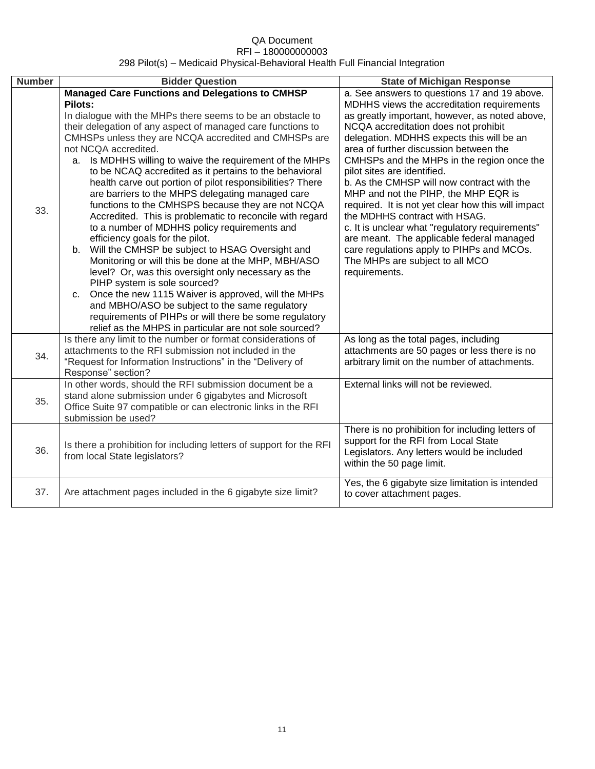| Number | Bidder Question | State of Michigan Response |
|---|---|---|
| 33. | **Managed Care Functions and Delegations to CMHSP Pilots:** In dialogue with the MHPs there seems to be an obstacle to their delegation of any aspect of managed care functions to CMHSPs unless they are NCQA accredited and CMHSPs are not NCQA accredited. a. Is MDHHS willing to waive the requirement of the MHPs to be NCAQ accredited as it pertains to the behavioral health carve out portion of pilot responsibilities? There are barriers to the MHPS delegating managed care functions to the CMHSPS because they are not NCQA Accredited. This is problematic to reconcile with regard to a number of MDHHS policy requirements and efficiency goals for the pilot. b. Will the CMHSP be subject to HSAG Oversight and Monitoring or will this be done at the MHP, MBH/ASO level? Or, was this oversight only necessary as the PIHP system is sole sourced? c. Once the new 1115 Waiver is approved, will the MHPs and MBHO/ASO be subject to the same regulatory requirements of PIHPs or will there be some regulatory relief as the MHPS in particular are not sole sourced? | a. See answers to questions 17 and 19 above. MDHHS views the accreditation requirements as greatly important, however, as noted above, NCQA accreditation does not prohibit delegation. MDHHS expects this will be an area of further discussion between the CMHSPs and the MHPs in the region once the pilot sites are identified. b. As the CMHSP will now contract with the MHP and not the PIHP, the MHP EQR is required. It is not yet clear how this will impact the MDHHS contract with HSAG. c. It is unclear what "regulatory requirements" are meant. The applicable federal managed care regulations apply to PIHPs and MCOs. The MHPs are subject to all MCO requirements. |
| 34. | Is there any limit to the number or format considerations of attachments to the RFI submission not included in the "Request for Information Instructions" in the "Delivery of Response" section? | As long as the total pages, including attachments are 50 pages or less there is no arbitrary limit on the number of attachments. |
| 35. | In other words, should the RFI submission document be a stand alone submission under 6 gigabytes and Microsoft Office Suite 97 compatible or can electronic links in the RFI submission be used? | External links will not be reviewed. |
| 36. | Is there a prohibition for including letters of support for the RFI from local State legislators? | There is no prohibition for including letters of support for the RFI from Local State Legislators. Any letters would be included within the 50 page limit. |
| 37. | Are attachment pages included in the 6 gigabyte size limit? | Yes, the 6 gigabyte size limitation is intended to cover attachment pages. |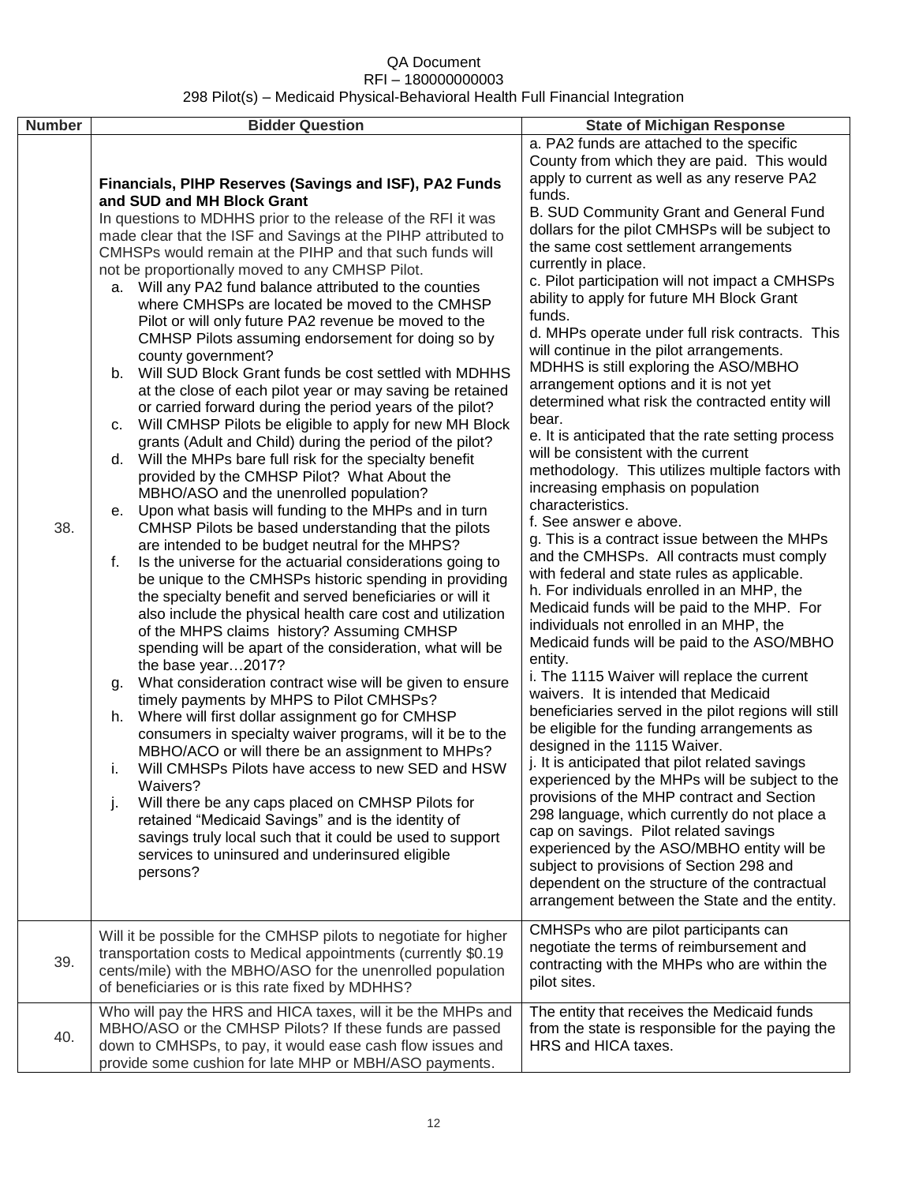QA Document
RFI – 180000000003
298 Pilot(s) – Medicaid Physical-Behavioral Health Full Financial Integration

| Number | Bidder Question | State of Michigan Response |
|---|---|---|
| 38. | **Financials, PIHP Reserves (Savings and ISF), PA2 Funds and SUD and MH Block Grant**<br>In questions to MDHHS prior to the release of the RFI it was made clear that the ISF and Savings at the PIHP attributed to CMHSPs would remain at the PIHP and that such funds will not be proportionally moved to any CMHSP Pilot.<br>a. Will any PA2 fund balance attributed to the counties where CMHSPs are located be moved to the CMHSP Pilot or will only future PA2 revenue be moved to the CMHSP Pilots assuming endorsement for doing so by county government?<br>b. Will SUD Block Grant funds be cost settled with MDHHS at the close of each pilot year or may saving be retained or carried forward during the period years of the pilot?<br>c. Will CMHSP Pilots be eligible to apply for new MH Block grants (Adult and Child) during the period of the pilot?<br>d. Will the MHPs bare full risk for the specialty benefit provided by the CMHSP Pilot? What About the MBHO/ASO and the unenrolled population?<br>e. Upon what basis will funding to the MHPs and in turn CMHSP Pilots be based understanding that the pilots are intended to be budget neutral for the MHPS?<br>f. Is the universe for the actuarial considerations going to be unique to the CMHSPs historic spending in providing the specialty benefit and served beneficiaries or will it also include the physical health care cost and utilization of the MHPS claims history? Assuming CMHSP spending will be apart of the consideration, what will be the base year…2017?<br>g. What consideration contract wise will be given to ensure timely payments by MHPS to Pilot CMHSPs?<br>h. Where will first dollar assignment go for CMHSP consumers in specialty waiver programs, will it be to the MBHO/ACO or will there be an assignment to MHPs?<br>i. Will CMHSPs Pilots have access to new SED and HSW Waivers?<br>j. Will there be any caps placed on CMHSP Pilots for retained "Medicaid Savings" and is the identity of savings truly local such that it could be used to support services to uninsured and underinsured eligible persons? | a. PA2 funds are attached to the specific County from which they are paid. This would apply to current as well as any reserve PA2 funds.<br>B. SUD Community Grant and General Fund dollars for the pilot CMHSPs will be subject to the same cost settlement arrangements currently in place.<br>c. Pilot participation will not impact a CMHSPs ability to apply for future MH Block Grant funds.<br>d. MHPs operate under full risk contracts. This will continue in the pilot arrangements. MDHHS is still exploring the ASO/MBHO arrangement options and it is not yet determined what risk the contracted entity will bear.<br>e. It is anticipated that the rate setting process will be consistent with the current methodology. This utilizes multiple factors with increasing emphasis on population characteristics.<br>f. See answer e above.<br>g. This is a contract issue between the MHPs and the CMHSPs. All contracts must comply with federal and state rules as applicable.<br>h. For individuals enrolled in an MHP, the Medicaid funds will be paid to the MHP. For individuals not enrolled in an MHP, the Medicaid funds will be paid to the ASO/MBHO entity.<br>i. The 1115 Waiver will replace the current waivers. It is intended that Medicaid beneficiaries served in the pilot regions will still be eligible for the funding arrangements as designed in the 1115 Waiver.<br>j. It is anticipated that pilot related savings experienced by the MHPs will be subject to the provisions of the MHP contract and Section 298 language, which currently do not place a cap on savings. Pilot related savings experienced by the ASO/MBHO entity will be subject to provisions of Section 298 and dependent on the structure of the contractual arrangement between the State and the entity. |
| 39. | Will it be possible for the CMHSP pilots to negotiate for higher transportation costs to Medical appointments (currently $0.19 cents/mile) with the MBHO/ASO for the unenrolled population of beneficiaries or is this rate fixed by MDHHS? | CMHSPs who are pilot participants can negotiate the terms of reimbursement and contracting with the MHPs who are within the pilot sites. |
| 40. | Who will pay the HRS and HICA taxes, will it be the MHPs and MBHO/ASO or the CMHSP Pilots? If these funds are passed down to CMHSPs, to pay, it would ease cash flow issues and provide some cushion for late MHP or MBH/ASO payments. | The entity that receives the Medicaid funds from the state is responsible for the paying the HRS and HICA taxes. |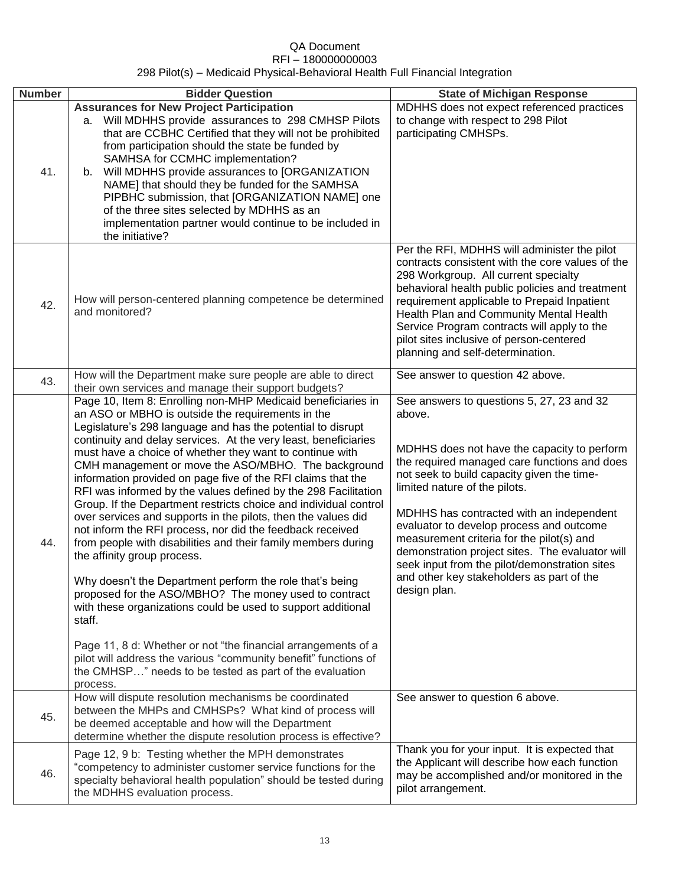QA Document
RFI – 180000000003
298 Pilot(s) – Medicaid Physical-Behavioral Health Full Financial Integration

| Number | Bidder Question | State of Michigan Response |
|---|---|---|
| 41. | **Assurances for New Project Participation**<br>a. Will MDHHS provide assurances to 298 CMHSP Pilots that are CCBHC Certified that they will not be prohibited from participation should the state be funded by SAMHSA for CCMHC implementation?<br>b. Will MDHHS provide assurances to [ORGANIZATION NAME] that should they be funded for the SAMHSA PIPBHC submission, that [ORGANIZATION NAME] one of the three sites selected by MDHHS as an implementation partner would continue to be included in the initiative? | MDHHS does not expect referenced practices to change with respect to 298 Pilot participating CMHSPs. |
| 42. | How will person-centered planning competence be determined and monitored? | Per the RFI, MDHHS will administer the pilot contracts consistent with the core values of the 298 Workgroup. All current specialty behavioral health public policies and treatment requirement applicable to Prepaid Inpatient Health Plan and Community Mental Health Service Program contracts will apply to the pilot sites inclusive of person-centered planning and self-determination. |
| 43. | How will the Department make sure people are able to direct their own services and manage their support budgets? | See answer to question 42 above. |
| 44. | Page 10, Item 8: Enrolling non-MHP Medicaid beneficiaries in an ASO or MBHO is outside the requirements in the Legislature's 298 language and has the potential to disrupt continuity and delay services. At the very least, beneficiaries must have a choice of whether they want to continue with CMH management or move the ASO/MBHO. The background information provided on page five of the RFI claims that the RFI was informed by the values defined by the 298 Facilitation Group. If the Department restricts choice and individual control over services and supports in the pilots, then the values did not inform the RFI process, nor did the feedback received from people with disabilities and their family members during the affinity group process.<br><br>Why doesn't the Department perform the role that's being proposed for the ASO/MBHO? The money used to contract with these organizations could be used to support additional staff.<br><br>Page 11, 8 d: Whether or not "the financial arrangements of a pilot will address the various "community benefit" functions of the CMHSP…" needs to be tested as part of the evaluation process. | See answers to questions 5, 27, 23 and 32 above.<br><br>MDHHS does not have the capacity to perform the required managed care functions and does not seek to build capacity given the time-limited nature of the pilots.<br><br>MDHHS has contracted with an independent evaluator to develop process and outcome measurement criteria for the pilot(s) and demonstration project sites. The evaluator will seek input from the pilot/demonstration sites and other key stakeholders as part of the design plan. |
| 45. | How will dispute resolution mechanisms be coordinated between the MHPs and CMHSPs? What kind of process will be deemed acceptable and how will the Department determine whether the dispute resolution process is effective? | See answer to question 6 above. |
| 46. | Page 12, 9 b: Testing whether the MPH demonstrates "competency to administer customer service functions for the specialty behavioral health population" should be tested during the MDHHS evaluation process. | Thank you for your input. It is expected that the Applicant will describe how each function may be accomplished and/or monitored in the pilot arrangement. |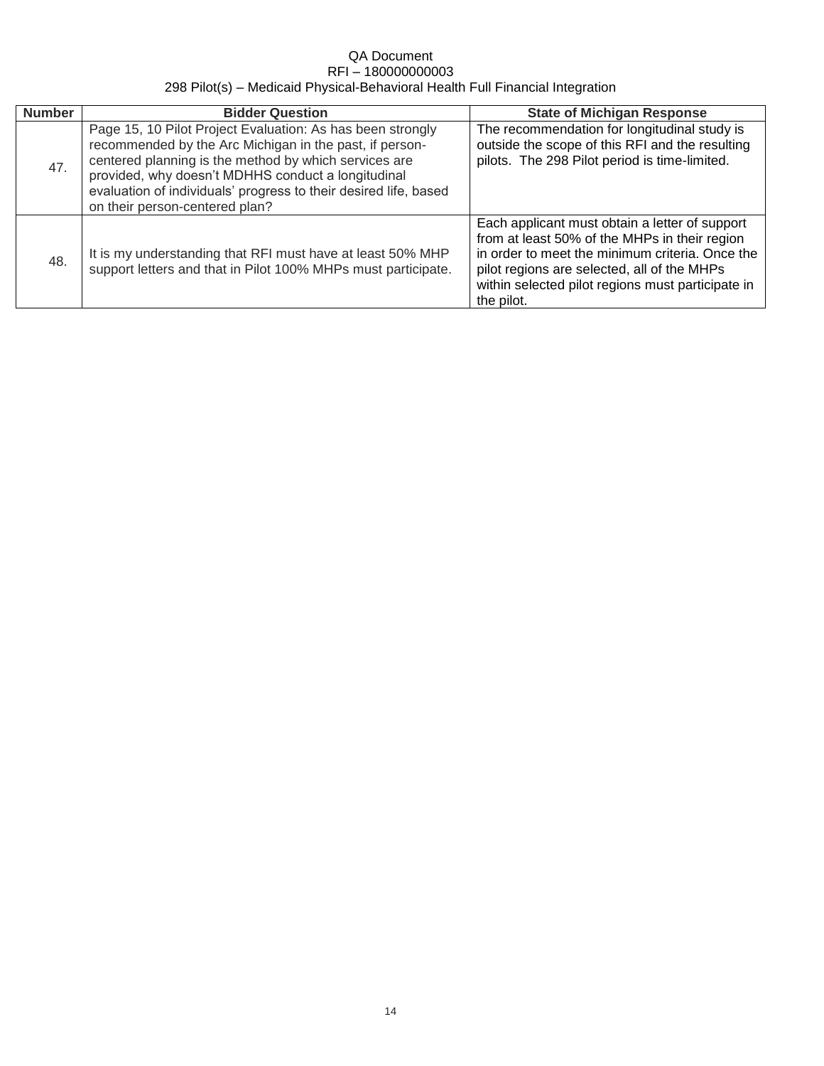| Number | Bidder Question | State of Michigan Response |
|---|---|---|
| 47. | Page 15, 10 Pilot Project Evaluation: As has been strongly recommended by the Arc Michigan in the past, if person-centered planning is the method by which services are provided, why doesn't MDHHS conduct a longitudinal evaluation of individuals' progress to their desired life, based on their person-centered plan? | The recommendation for longitudinal study is outside the scope of this RFI and the resulting pilots. The 298 Pilot period is time-limited. |
| 48. | It is my understanding that RFI must have at least 50% MHP support letters and that in Pilot 100% MHPs must participate. | Each applicant must obtain a letter of support from at least 50% of the MHPs in their region in order to meet the minimum criteria. Once the pilot regions are selected, all of the MHPs within selected pilot regions must participate in the pilot. |